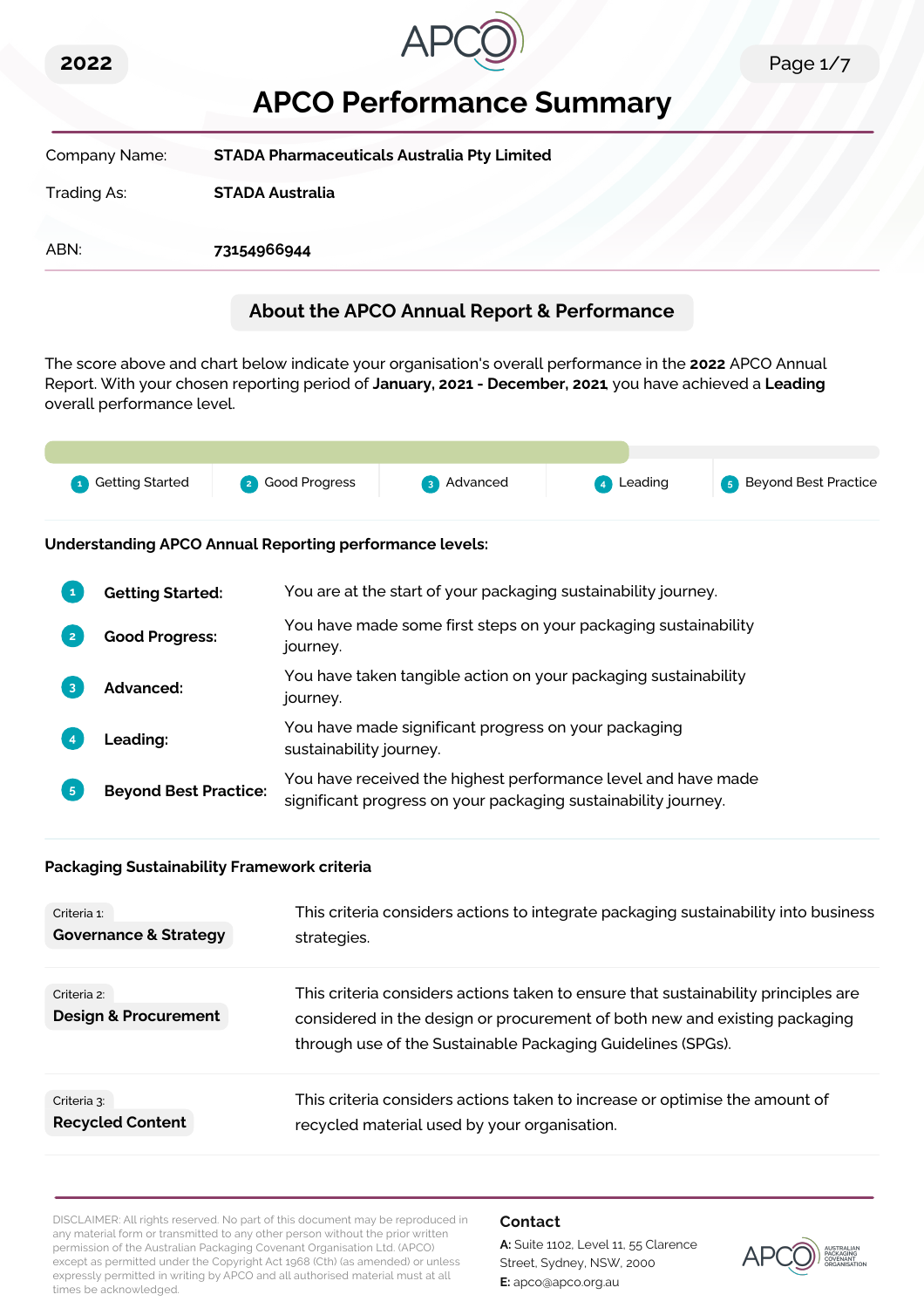2022

# APCO Performance Summary

| | |
|---|---|
| Company Name: | **STADA Pharmaceuticals Australia Pty Limited** |
| Trading As: | **STADA Australia** |
| ABN: | **73154966944** |

## About the APCO Annual Report & Performance

The score above and chart below indicate your organisation's overall performance in the **2022** APCO Annual Report. With your chosen reporting period of **January, 2021 - December, 2021** you have achieved a **Leading** overall performance level.

1 Getting Started | 2 Good Progress | 3 Advanced | 4 Leading | 5 Beyond Best Practice

### Understanding APCO Annual Reporting performance levels:

1. **Getting Started:** You are at the start of your packaging sustainability journey.
2. **Good Progress:** You have made some first steps on your packaging sustainability journey.
3. **Advanced:** You have taken tangible action on your packaging sustainability journey.
4. **Leading:** You have made significant progress on your packaging sustainability journey.
5. **Beyond Best Practice:** You have received the highest performance level and have made significant progress on your packaging sustainability journey.

### Packaging Sustainability Framework criteria

| Criteria | Description |
|---|---|
| Criteria 1: **Governance & Strategy** | This criteria considers actions to integrate packaging sustainability into business strategies. |
| Criteria 2: **Design & Procurement** | This criteria considers actions taken to ensure that sustainability principles are considered in the design or procurement of both new and existing packaging through use of the Sustainable Packaging Guidelines (SPGs). |
| Criteria 3: **Recycled Content** | This criteria considers actions taken to increase or optimise the amount of recycled material used by your organisation. |

DISCLAIMER: All rights reserved. No part of this document may be reproduced in any material form or transmitted to any other person without the prior written permission of the Australian Packaging Covenant Organisation Ltd. (APCO) except as permitted under the Copyright Act 1968 (Cth) (as amended) or unless expressly permitted in writing by APCO and all authorised material must at all times be acknowledged.

**Contact**

**A:** Suite 1102, Level 11, 55 Clarence Street, Sydney, NSW, 2000

**E:** apco@apco.org.au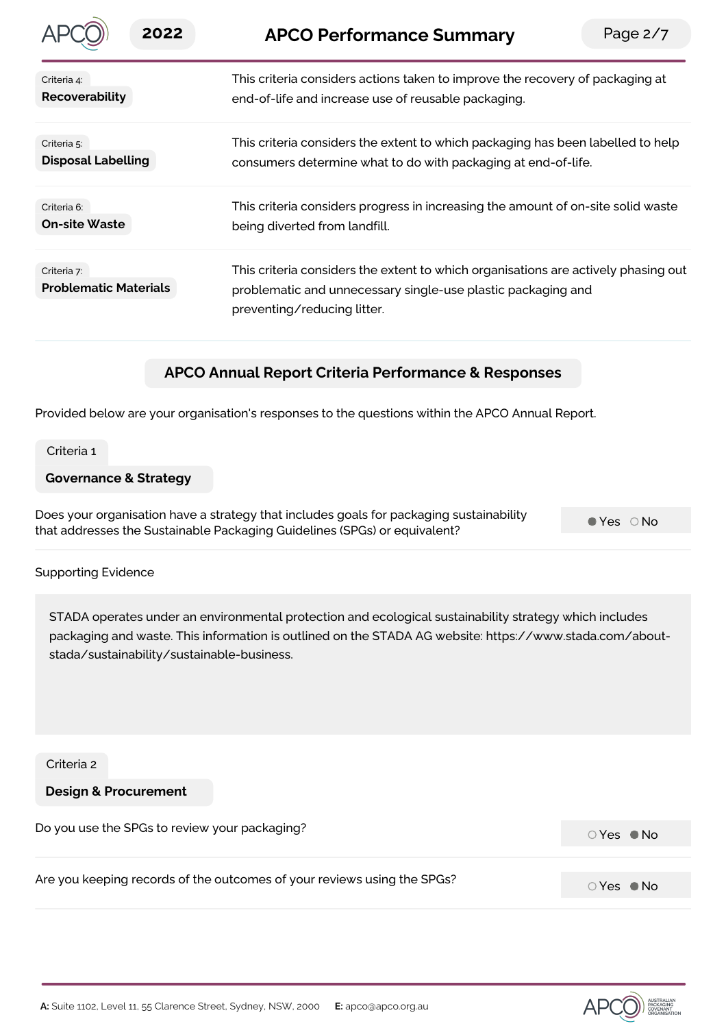| | |
|---|---|
| Criteria 4: **Recoverability** | This criteria considers actions taken to improve the recovery of packaging at end-of-life and increase use of reusable packaging. |
| Criteria 5: **Disposal Labelling** | This criteria considers the extent to which packaging has been labelled to help consumers determine what to do with packaging at end-of-life. |
| Criteria 6: **On-site Waste** | This criteria considers progress in increasing the amount of on-site solid waste being diverted from landfill. |
| Criteria 7: **Problematic Materials** | This criteria considers the extent to which organisations are actively phasing out problematic and unnecessary single-use plastic packaging and preventing/reducing litter. |

## APCO Annual Report Criteria Performance & Responses

Provided below are your organisation's responses to the questions within the APCO Annual Report.

### Criteria 1

### Governance & Strategy

Does your organisation have a strategy that includes goals for packaging sustainability that addresses the Sustainable Packaging Guidelines (SPGs) or equivalent?

● Yes ○ No

Supporting Evidence

STADA operates under an environmental protection and ecological sustainability strategy which includes packaging and waste. This information is outlined on the STADA AG website: https://www.stada.com/about-stada/sustainability/sustainable-business.

### Criteria 2

### Design & Procurement

Do you use the SPGs to review your packaging?

○ Yes ● No

Are you keeping records of the outcomes of your reviews using the SPGs?

○ Yes ● No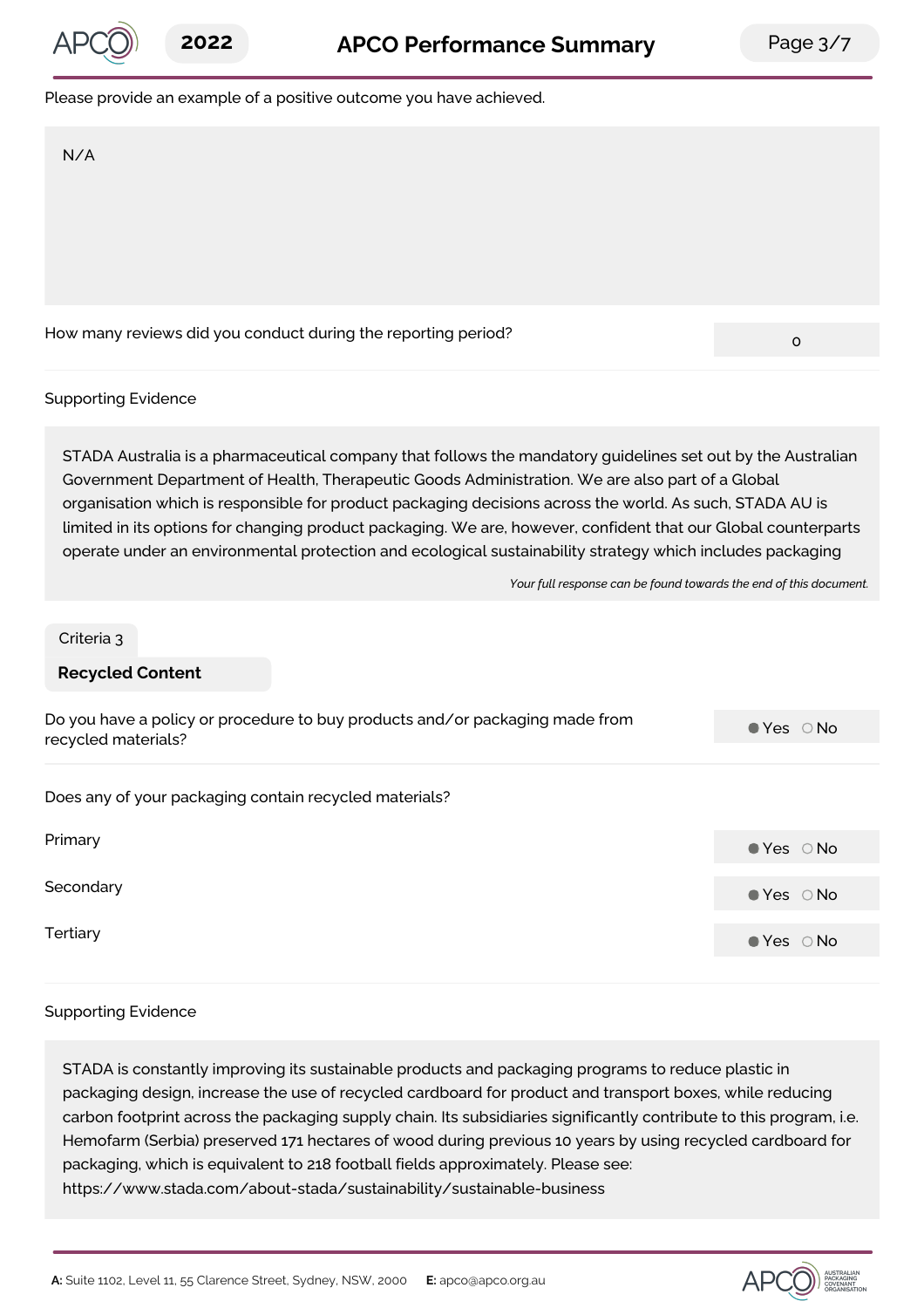Please provide an example of a positive outcome you have achieved.

N/A

How many reviews did you conduct during the reporting period? 0

Supporting Evidence

STADA Australia is a pharmaceutical company that follows the mandatory guidelines set out by the Australian Government Department of Health, Therapeutic Goods Administration. We are also part of a Global organisation which is responsible for product packaging decisions across the world. As such, STADA AU is limited in its options for changing product packaging. We are, however, confident that our Global counterparts operate under an environmental protection and ecological sustainability strategy which includes packaging

*Your full response can be found towards the end of this document.*

Criteria 3

## Recycled Content

Do you have a policy or procedure to buy products and/or packaging made from recycled materials? ● Yes ○ No

Does any of your packaging contain recycled materials?

| | |
|---|---|
| Primary | ● Yes ○ No |
| Secondary | ● Yes ○ No |
| Tertiary | ● Yes ○ No |

Supporting Evidence

STADA is constantly improving its sustainable products and packaging programs to reduce plastic in packaging design, increase the use of recycled cardboard for product and transport boxes, while reducing carbon footprint across the packaging supply chain. Its subsidiaries significantly contribute to this program, i.e. Hemofarm (Serbia) preserved 171 hectares of wood during previous 10 years by using recycled cardboard for packaging, which is equivalent to 218 football fields approximately. Please see: https://www.stada.com/about-stada/sustainability/sustainable-business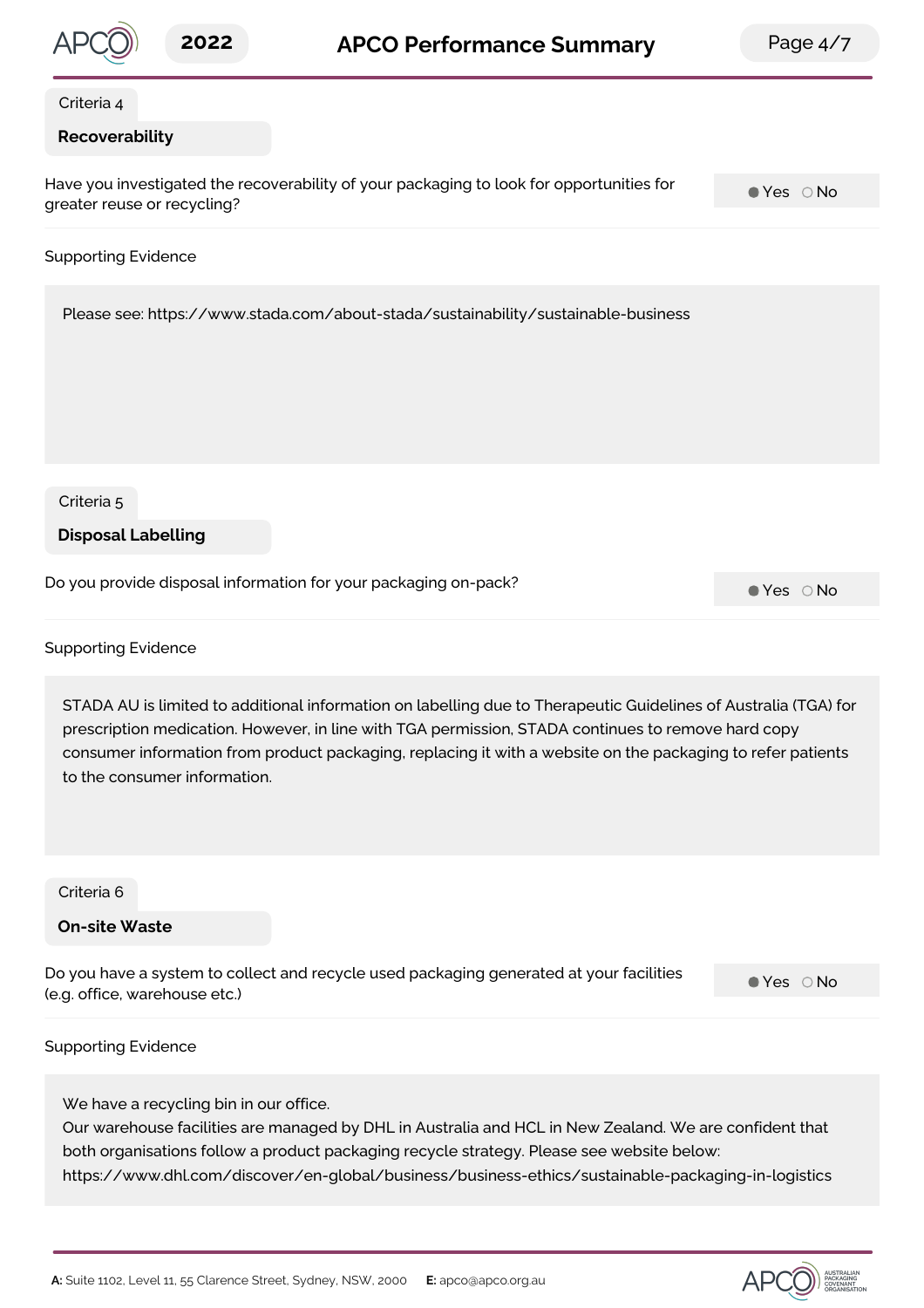Criteria 4

## Recoverability

Have you investigated the recoverability of your packaging to look for opportunities for greater reuse or recycling?

● Yes ○ No

Supporting Evidence

Please see: https://www.stada.com/about-stada/sustainability/sustainable-business

Criteria 5

## Disposal Labelling

Do you provide disposal information for your packaging on-pack?

● Yes ○ No

Supporting Evidence

STADA AU is limited to additional information on labelling due to Therapeutic Guidelines of Australia (TGA) for prescription medication. However, in line with TGA permission, STADA continues to remove hard copy consumer information from product packaging, replacing it with a website on the packaging to refer patients to the consumer information.

Criteria 6

## On-site Waste

Do you have a system to collect and recycle used packaging generated at your facilities (e.g. office, warehouse etc.)

● Yes ○ No

Supporting Evidence

We have a recycling bin in our office.
Our warehouse facilities are managed by DHL in Australia and HCL in New Zealand. We are confident that both organisations follow a product packaging recycle strategy. Please see website below:
https://www.dhl.com/discover/en-global/business/business-ethics/sustainable-packaging-in-logistics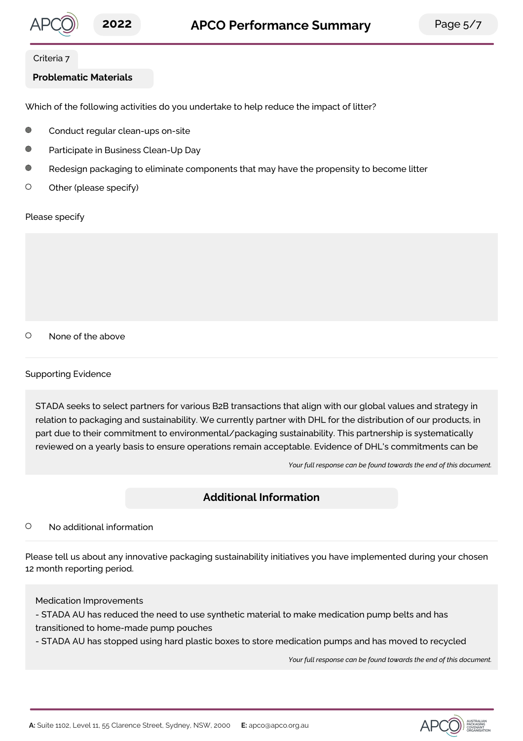Criteria 7

## Problematic Materials

Which of the following activities do you undertake to help reduce the impact of litter?

- ● Conduct regular clean-ups on-site
- ● Participate in Business Clean-Up Day
- ● Redesign packaging to eliminate components that may have the propensity to become litter
- ○ Other (please specify)

Please specify

- ○ None of the above

Supporting Evidence

> STADA seeks to select partners for various B2B transactions that align with our global values and strategy in relation to packaging and sustainability. We currently partner with DHL for the distribution of our products, in part due to their commitment to environmental/packaging sustainability. This partnership is systematically reviewed on a yearly basis to ensure operations remain acceptable. Evidence of DHL's commitments can be
>
> *Your full response can be found towards the end of this document.*

## Additional Information

- ○ No additional information

Please tell us about any innovative packaging sustainability initiatives you have implemented during your chosen 12 month reporting period.

> Medication Improvements
> - STADA AU has reduced the need to use synthetic material to make medication pump belts and has transitioned to home-made pump pouches
> - STADA AU has stopped using hard plastic boxes to store medication pumps and has moved to recycled
>
> *Your full response can be found towards the end of this document.*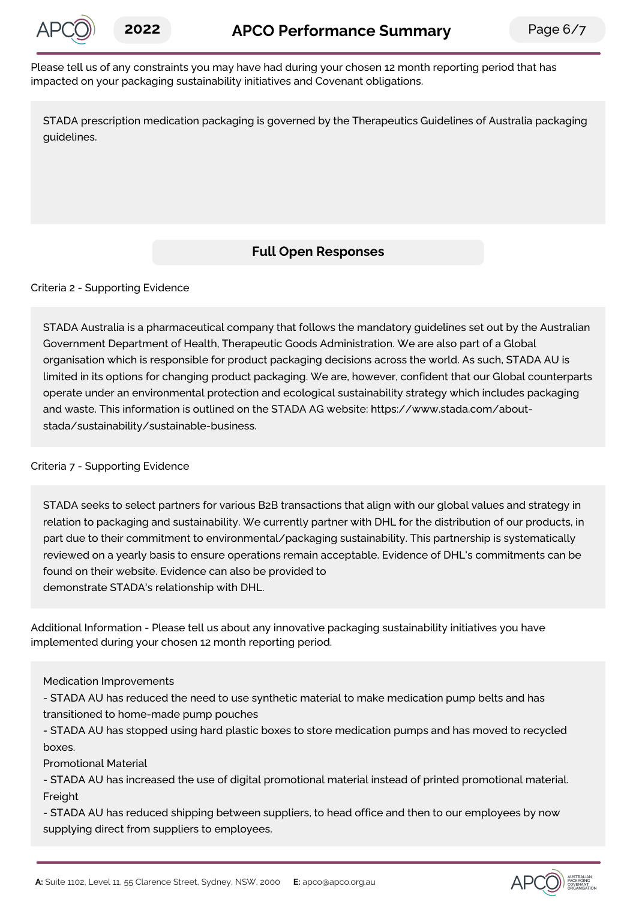Please tell us of any constraints you may have had during your chosen 12 month reporting period that has impacted on your packaging sustainability initiatives and Covenant obligations.

STADA prescription medication packaging is governed by the Therapeutics Guidelines of Australia packaging guidelines.

## Full Open Responses

Criteria 2 - Supporting Evidence

STADA Australia is a pharmaceutical company that follows the mandatory guidelines set out by the Australian Government Department of Health, Therapeutic Goods Administration. We are also part of a Global organisation which is responsible for product packaging decisions across the world. As such, STADA AU is limited in its options for changing product packaging. We are, however, confident that our Global counterparts operate under an environmental protection and ecological sustainability strategy which includes packaging and waste. This information is outlined on the STADA AG website: https://www.stada.com/about-stada/sustainability/sustainable-business.

Criteria 7 - Supporting Evidence

STADA seeks to select partners for various B2B transactions that align with our global values and strategy in relation to packaging and sustainability. We currently partner with DHL for the distribution of our products, in part due to their commitment to environmental/packaging sustainability. This partnership is systematically reviewed on a yearly basis to ensure operations remain acceptable. Evidence of DHL's commitments can be found on their website. Evidence can also be provided to
demonstrate STADA's relationship with DHL.

Additional Information - Please tell us about any innovative packaging sustainability initiatives you have implemented during your chosen 12 month reporting period.

Medication Improvements
- STADA AU has reduced the need to use synthetic material to make medication pump belts and has transitioned to home-made pump pouches
- STADA AU has stopped using hard plastic boxes to store medication pumps and has moved to recycled boxes.

Promotional Material
- STADA AU has increased the use of digital promotional material instead of printed promotional material.

Freight
- STADA AU has reduced shipping between suppliers, to head office and then to our employees by now supplying direct from suppliers to employees.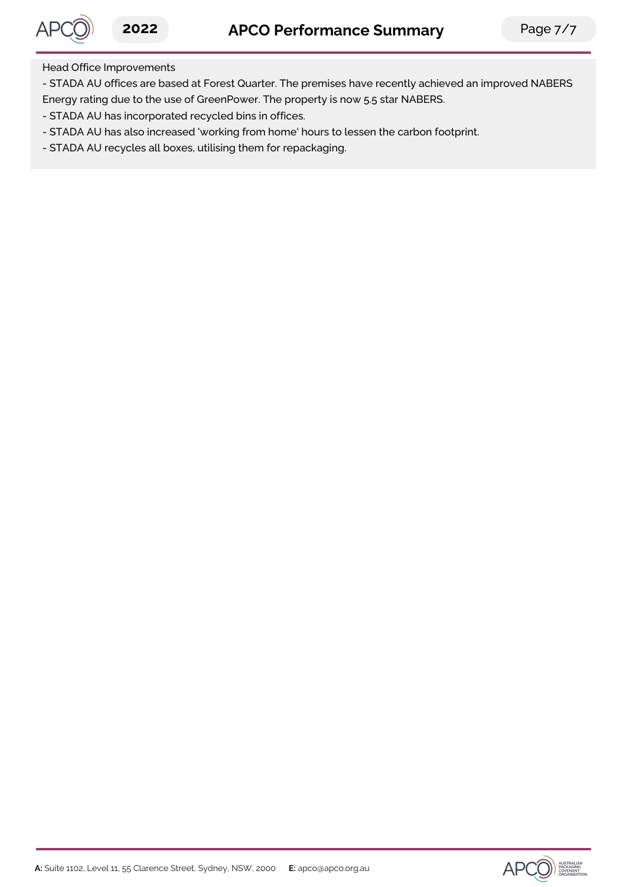Head Office Improvements

- STADA AU offices are based at Forest Quarter. The premises have recently achieved an improved NABERS Energy rating due to the use of GreenPower. The property is now 5.5 star NABERS.
- STADA AU has incorporated recycled bins in offices.
- STADA AU has also increased 'working from home' hours to lessen the carbon footprint.
- STADA AU recycles all boxes, utilising them for repackaging.